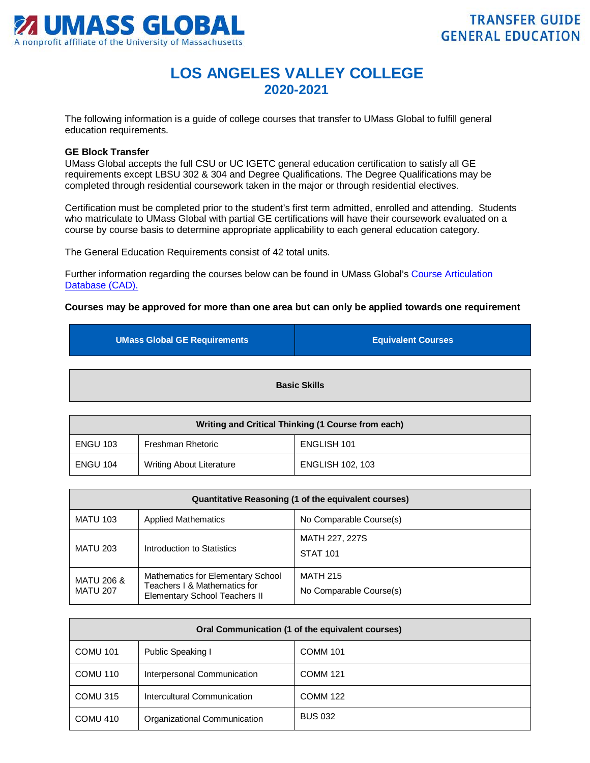UMASS GLOBAL
A nonprofit affiliate of the University of Massachusetts

TRANSFER GUIDE
GENERAL EDUCATION

# LOS ANGELES VALLEY COLLEGE
## 2020-2021

The following information is a guide of college courses that transfer to UMass Global to fulfill general education requirements.

**GE Block Transfer**
UMass Global accepts the full CSU or UC IGETC general education certification to satisfy all GE requirements except LBSU 302 & 304 and Degree Qualifications. The Degree Qualifications may be completed through residential coursework taken in the major or through residential electives.

Certification must be completed prior to the student's first term admitted, enrolled and attending. Students who matriculate to UMass Global with partial GE certifications will have their coursework evaluated on a course by course basis to determine appropriate applicability to each general education category.

The General Education Requirements consist of 42 total units.

Further information regarding the courses below can be found in UMass Global's [Course Articulation Database (CAD).]

**Courses may be approved for more than one area but can only be applied towards one requirement**

| UMass Global GE Requirements | | Equivalent Courses |
|---|---|---|
| **Basic Skills** | | |
| **Writing and Critical Thinking (1 Course from each)** | | |
| ENGU 103 | Freshman Rhetoric | ENGLISH 101 |
| ENGU 104 | Writing About Literature | ENGLISH 102, 103 |
| **Quantitative Reasoning (1 of the equivalent courses)** | | |
| MATU 103 | Applied Mathematics | No Comparable Course(s) |
| MATU 203 | Introduction to Statistics | MATH 227, 227S<br>STAT 101 |
| MATU 206 & MATU 207 | Mathematics for Elementary School Teachers I & Mathematics for Elementary School Teachers II | MATH 215<br>No Comparable Course(s) |
| **Oral Communication (1 of the equivalent courses)** | | |
| COMU 101 | Public Speaking I | COMM 101 |
| COMU 110 | Interpersonal Communication | COMM 121 |
| COMU 315 | Intercultural Communication | COMM 122 |
| COMU 410 | Organizational Communication | BUS 032 |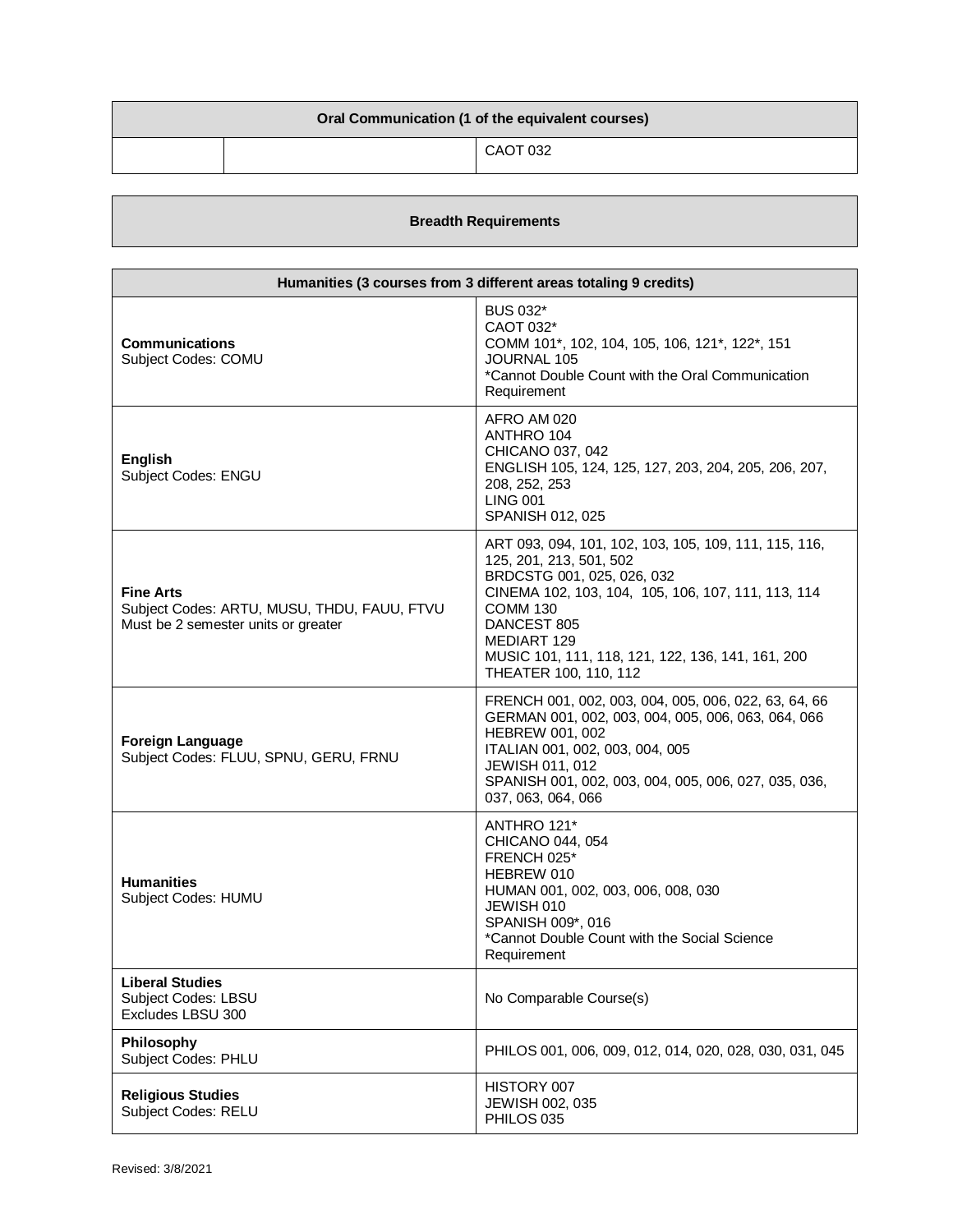| Oral Communication (1 of the equivalent courses) | | |
|---|---|---|
| | | CAOT 032 |

| Breadth Requirements |
|---|

| Humanities (3 courses from 3 different areas totaling 9 credits) | |
|---|---|
| **Communications**<br>Subject Codes: COMU | BUS 032*<br>CAOT 032*<br>COMM 101*, 102, 104, 105, 106, 121*, 122*, 151<br>JOURNAL 105<br>*Cannot Double Count with the Oral Communication Requirement |
| **English**<br>Subject Codes: ENGU | AFRO AM 020<br>ANTHRO 104<br>CHICANO 037, 042<br>ENGLISH 105, 124, 125, 127, 203, 204, 205, 206, 207, 208, 252, 253<br>LING 001<br>SPANISH 012, 025 |
| **Fine Arts**<br>Subject Codes: ARTU, MUSU, THDU, FAUU, FTVU<br>Must be 2 semester units or greater | ART 093, 094, 101, 102, 103, 105, 109, 111, 115, 116, 125, 201, 213, 501, 502<br>BRDCSTG 001, 025, 026, 032<br>CINEMA 102, 103, 104, 105, 106, 107, 111, 113, 114<br>COMM 130<br>DANCEST 805<br>MEDIART 129<br>MUSIC 101, 111, 118, 121, 122, 136, 141, 161, 200<br>THEATER 100, 110, 112 |
| **Foreign Language**<br>Subject Codes: FLUU, SPNU, GERU, FRNU | FRENCH 001, 002, 003, 004, 005, 006, 022, 63, 64, 66<br>GERMAN 001, 002, 003, 004, 005, 006, 063, 064, 066<br>HEBREW 001, 002<br>ITALIAN 001, 002, 003, 004, 005<br>JEWISH 011, 012<br>SPANISH 001, 002, 003, 004, 005, 006, 027, 035, 036, 037, 063, 064, 066 |
| **Humanities**<br>Subject Codes: HUMU | ANTHRO 121*<br>CHICANO 044, 054<br>FRENCH 025*<br>HEBREW 010<br>HUMAN 001, 002, 003, 006, 008, 030<br>JEWISH 010<br>SPANISH 009*, 016<br>*Cannot Double Count with the Social Science Requirement |
| **Liberal Studies**<br>Subject Codes: LBSU<br>Excludes LBSU 300 | No Comparable Course(s) |
| **Philosophy**<br>Subject Codes: PHLU | PHILOS 001, 006, 009, 012, 014, 020, 028, 030, 031, 045 |
| **Religious Studies**<br>Subject Codes: RELU | HISTORY 007<br>JEWISH 002, 035<br>PHILOS 035 |

Revised: 3/8/2021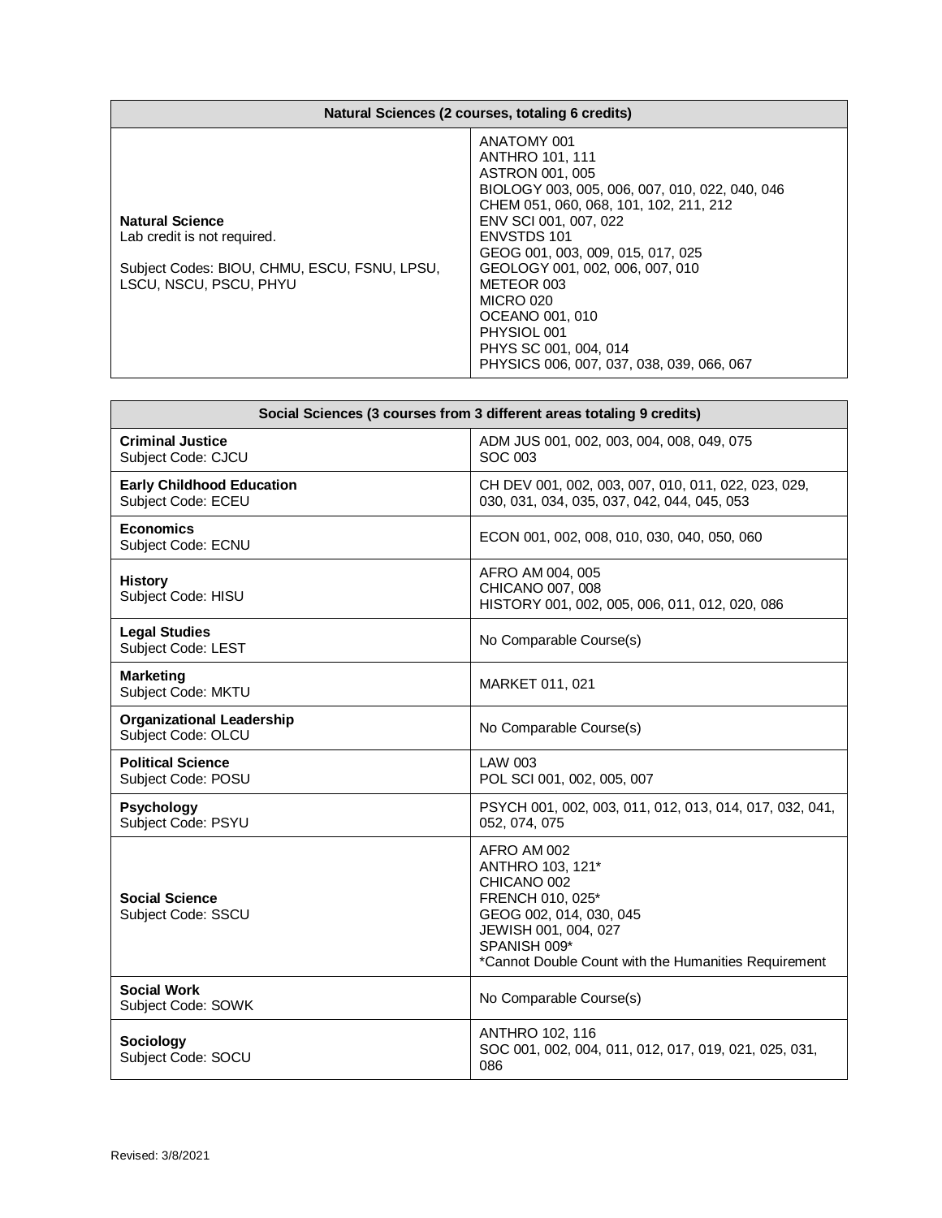| Natural Sciences (2 courses, totaling 6 credits) | |
|---|---|
| **Natural Science**<br>Lab credit is not required.<br><br>Subject Codes: BIOU, CHMU, ESCU, FSNU, LPSU, LSCU, NSCU, PSCU, PHYU | ANATOMY 001<br>ANTHRO 101, 111<br>ASTRON 001, 005<br>BIOLOGY 003, 005, 006, 007, 010, 022, 040, 046<br>CHEM 051, 060, 068, 101, 102, 211, 212<br>ENV SCI 001, 007, 022<br>ENVSTDS 101<br>GEOG 001, 003, 009, 015, 017, 025<br>GEOLOGY 001, 002, 006, 007, 010<br>METEOR 003<br>MICRO 020<br>OCEANO 001, 010<br>PHYSIOL 001<br>PHYS SC 001, 004, 014<br>PHYSICS 006, 007, 037, 038, 039, 066, 067 |

| Social Sciences (3 courses from 3 different areas totaling 9 credits) | |
|---|---|
| **Criminal Justice**<br>Subject Code: CJCU | ADM JUS 001, 002, 003, 004, 008, 049, 075<br>SOC 003 |
| **Early Childhood Education**<br>Subject Code: ECEU | CH DEV 001, 002, 003, 007, 010, 011, 022, 023, 029, 030, 031, 034, 035, 037, 042, 044, 045, 053 |
| **Economics**<br>Subject Code: ECNU | ECON 001, 002, 008, 010, 030, 040, 050, 060 |
| **History**<br>Subject Code: HISU | AFRO AM 004, 005<br>CHICANO 007, 008<br>HISTORY 001, 002, 005, 006, 011, 012, 020, 086 |
| **Legal Studies**<br>Subject Code: LEST | No Comparable Course(s) |
| **Marketing**<br>Subject Code: MKTU | MARKET 011, 021 |
| **Organizational Leadership**<br>Subject Code: OLCU | No Comparable Course(s) |
| **Political Science**<br>Subject Code: POSU | LAW 003<br>POL SCI 001, 002, 005, 007 |
| **Psychology**<br>Subject Code: PSYU | PSYCH 001, 002, 003, 011, 012, 013, 014, 017, 032, 041, 052, 074, 075 |
| **Social Science**<br>Subject Code: SSCU | AFRO AM 002<br>ANTHRO 103, 121*<br>CHICANO 002<br>FRENCH 010, 025*<br>GEOG 002, 014, 030, 045<br>JEWISH 001, 004, 027<br>SPANISH 009*<br>*Cannot Double Count with the Humanities Requirement |
| **Social Work**<br>Subject Code: SOWK | No Comparable Course(s) |
| **Sociology**<br>Subject Code: SOCU | ANTHRO 102, 116<br>SOC 001, 002, 004, 011, 012, 017, 019, 021, 025, 031, 086 |

Revised: 3/8/2021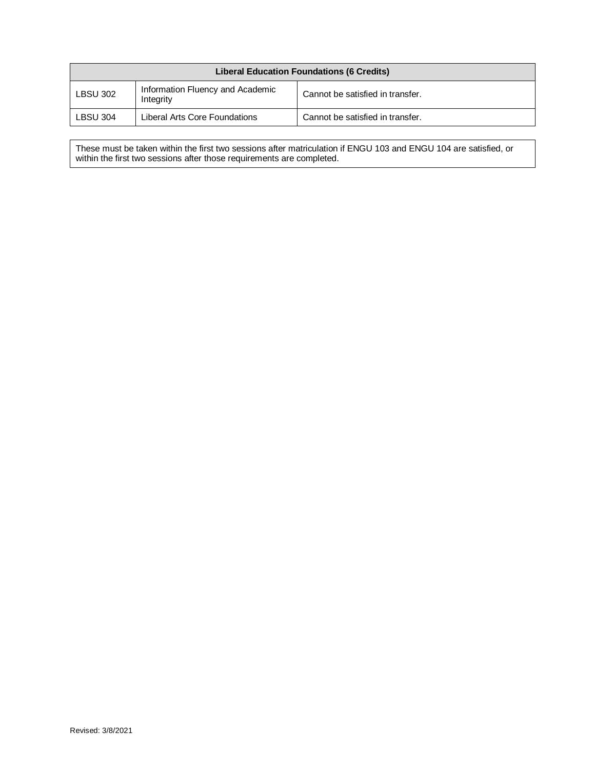| Liberal Education Foundations (6 Credits) | | |
|---|---|---|
| LBSU 302 | Information Fluency and Academic Integrity | Cannot be satisfied in transfer. |
| LBSU 304 | Liberal Arts Core Foundations | Cannot be satisfied in transfer. |

These must be taken within the first two sessions after matriculation if ENGU 103 and ENGU 104 are satisfied, or within the first two sessions after those requirements are completed.

Revised: 3/8/2021